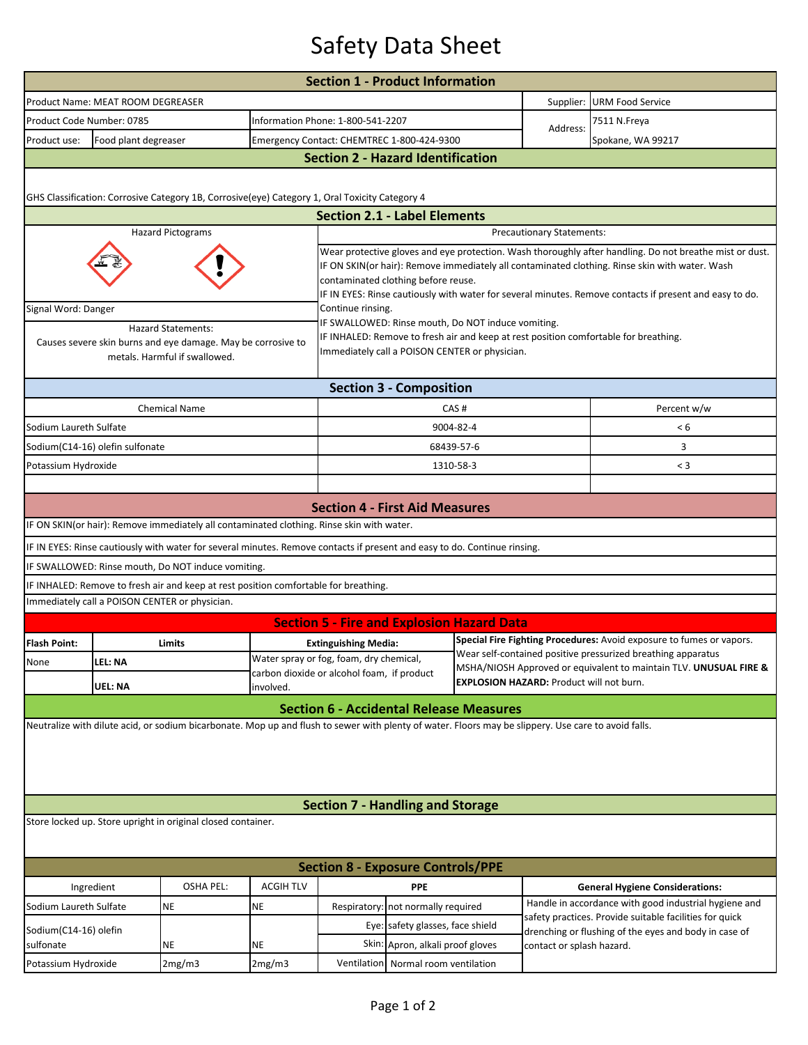# Safety Data Sheet

## Section 1 - Product Information

| | | | |
|---|---|---|---|
| Product Name: MEAT ROOM DEGREASER | | Supplier: | URM Food Service |
| Product Code Number: 0785 | Information Phone: 1-800-541-2207 | Address: | 7511 N.Freya |
| Product use: Food plant degreaser | Emergency Contact: CHEMTREC 1-800-424-9300 | | Spokane, WA 99217 |

## Section 2 - Hazard Identification

GHS Classification: Corrosive Category 1B, Corrosive(eye) Category 1, Oral Toxicity Category 4

## Section 2.1 - Label Elements

**Hazard Pictograms**

Signal Word: Danger

**Hazard Statements:**

Causes severe skin burns and eye damage. May be corrosive to metals. Harmful if swallowed.

**Precautionary Statements:**

Wear protective gloves and eye protection. Wash thoroughly after handling. Do not breathe mist or dust.
IF ON SKIN(or hair): Remove immediately all contaminated clothing. Rinse skin with water. Wash contaminated clothing before reuse.
IF IN EYES: Rinse cautiously with water for several minutes. Remove contacts if present and easy to do. Continue rinsing.
IF SWALLOWED: Rinse mouth, Do NOT induce vomiting.
IF INHALED: Remove to fresh air and keep at rest position comfortable for breathing.
Immediately call a POISON CENTER or physician.

## Section 3 - Composition

| Chemical Name | CAS # | Percent w/w |
|---|---|---|
| Sodium Laureth Sulfate | 9004-82-4 | < 6 |
| Sodium(C14-16) olefin sulfonate | 68439-57-6 | 3 |
| Potassium Hydroxide | 1310-58-3 | < 3 |

## Section 4 - First Aid Measures

IF ON SKIN(or hair): Remove immediately all contaminated clothing. Rinse skin with water.

IF IN EYES: Rinse cautiously with water for several minutes. Remove contacts if present and easy to do. Continue rinsing.

IF SWALLOWED: Rinse mouth, Do NOT induce vomiting.

IF INHALED: Remove to fresh air and keep at rest position comfortable for breathing.

Immediately call a POISON CENTER or physician.

## Section 5 - Fire and Explosion Hazard Data

| **Flash Point:** | **Limits** | **Extinguishing Media:** |
|---|---|---|
| None | **LEL: NA** | Water spray or fog, foam, dry chemical, carbon dioxide or alcohol foam, if product involved. |
| | **UEL: NA** | |

**Special Fire Fighting Procedures:** Avoid exposure to fumes or vapors. Wear self-contained positive pressurized breathing apparatus MSHA/NIOSH Approved or equivalent to maintain TLV. **UNUSUAL FIRE & EXPLOSION HAZARD:** Product will not burn.

## Section 6 - Accidental Release Measures

Neutralize with dilute acid, or sodium bicarbonate. Mop up and flush to sewer with plenty of water. Floors may be slippery. Use care to avoid falls.

## Section 7 - Handling and Storage

Store locked up. Store upright in original closed container.

## Section 8 - Exposure Controls/PPE

| Ingredient | OSHA PEL: | ACGIH TLV | PPE | |
|---|---|---|---|---|
| Sodium Laureth Sulfate | NE | NE | Respiratory: | not normally required |
| Sodium(C14-16) olefin sulfonate | NE | NE | Eye: | safety glasses, face shield |
| | | | Skin: | Apron, alkali proof gloves |
| Potassium Hydroxide | 2mg/m3 | 2mg/m3 | Ventilation | Normal room ventilation |

**General Hygiene Considerations:**

Handle in accordance with good industrial hygiene and safety practices. Provide suitable facilities for quick drenching or flushing of the eyes and body in case of contact or splash hazard.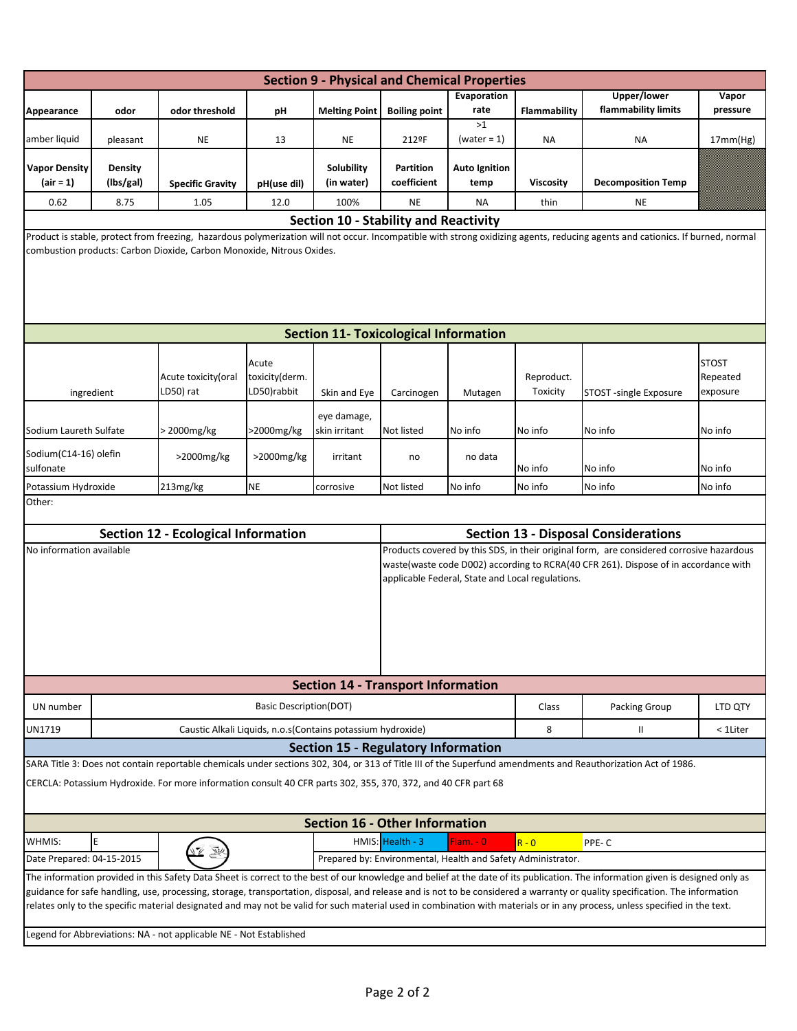## Section 9 - Physical and Chemical Properties

| Appearance | odor | odor threshold | pH | Melting Point | Boiling point | Evaporation rate | Flammability | Upper/lower flammability limits | Vapor pressure |
|---|---|---|---|---|---|---|---|---|---|
| amber liquid | pleasant | NE | 13 | NE | 212ºF | >1 (water = 1) | NA | NA | 17mm(Hg) |
| **Vapor Density (air = 1)** | **Density (lbs/gal)** | **Specific Gravity** | **pH(use dil)** | **Solubility (in water)** | **Partition coefficient** | **Auto Ignition temp** | **Viscosity** | **Decomposition Temp** | |
| 0.62 | 8.75 | 1.05 | 12.0 | 100% | NE | NA | thin | NE | |

## Section 10 - Stability and Reactivity

Product is stable, protect from freezing, hazardous polymerization will not occur. Incompatible with strong oxidizing agents, reducing agents and cationics. If burned, normal combustion products: Carbon Dioxide, Carbon Monoxide, Nitrous Oxides.

## Section 11- Toxicological Information

| ingredient | Acute toxicity(oral LD50) rat | Acute toxicity(derm. LD50)rabbit | Skin and Eye | Carcinogen | Mutagen | Reproduct. Toxicity | STOST -single Exposure | STOST Repeated exposure |
|---|---|---|---|---|---|---|---|---|
| Sodium Laureth Sulfate | > 2000mg/kg | >2000mg/kg | eye damage, skin irritant | Not listed | No info | No info | No info | No info |
| Sodium(C14-16) olefin sulfonate | >2000mg/kg | >2000mg/kg | irritant | no | no data | No info | No info | No info |
| Potassium Hydroxide | 213mg/kg | NE | corrosive | Not listed | No info | No info | No info | No info |

Other:

## Section 12 - Ecological Information

No information available

## Section 13 - Disposal Considerations

Products covered by this SDS, in their original form, are considered corrosive hazardous waste(waste code D002) according to RCRA(40 CFR 261). Dispose of in accordance with applicable Federal, State and Local regulations.

## Section 14 - Transport Information

| UN number | Basic Description(DOT) | Class | Packing Group | LTD QTY |
|---|---|---|---|---|
| UN1719 | Caustic Alkali Liquids, n.o.s(Contains potassium hydroxide) | 8 | II | < 1Liter |

## Section 15 - Regulatory Information

SARA Title 3: Does not contain reportable chemicals under sections 302, 304, or 313 of Title III of the Superfund amendments and Reauthorization Act of 1986.

CERCLA: Potassium Hydroxide. For more information consult 40 CFR parts 302, 355, 370, 372, and 40 CFR part 68

## Section 16 - Other Information

| | | | | | | |
|---|---|---|---|---|---|---|
| WHMIS: | E | HMIS: | Health - 3 | Flam. - 0 | R - 0 | PPE- C |
| Date Prepared: 04-15-2015 | | Prepared by: Environmental, Health and Safety Administrator. | | | | |

The information provided in this Safety Data Sheet is correct to the best of our knowledge and belief at the date of its publication. The information given is designed only as guidance for safe handling, use, processing, storage, transportation, disposal, and release and is not to be considered a warranty or quality specification. The information relates only to the specific material designated and may not be valid for such material used in combination with materials or in any process, unless specified in the text.

Legend for Abbreviations: NA - not applicable NE - Not Established